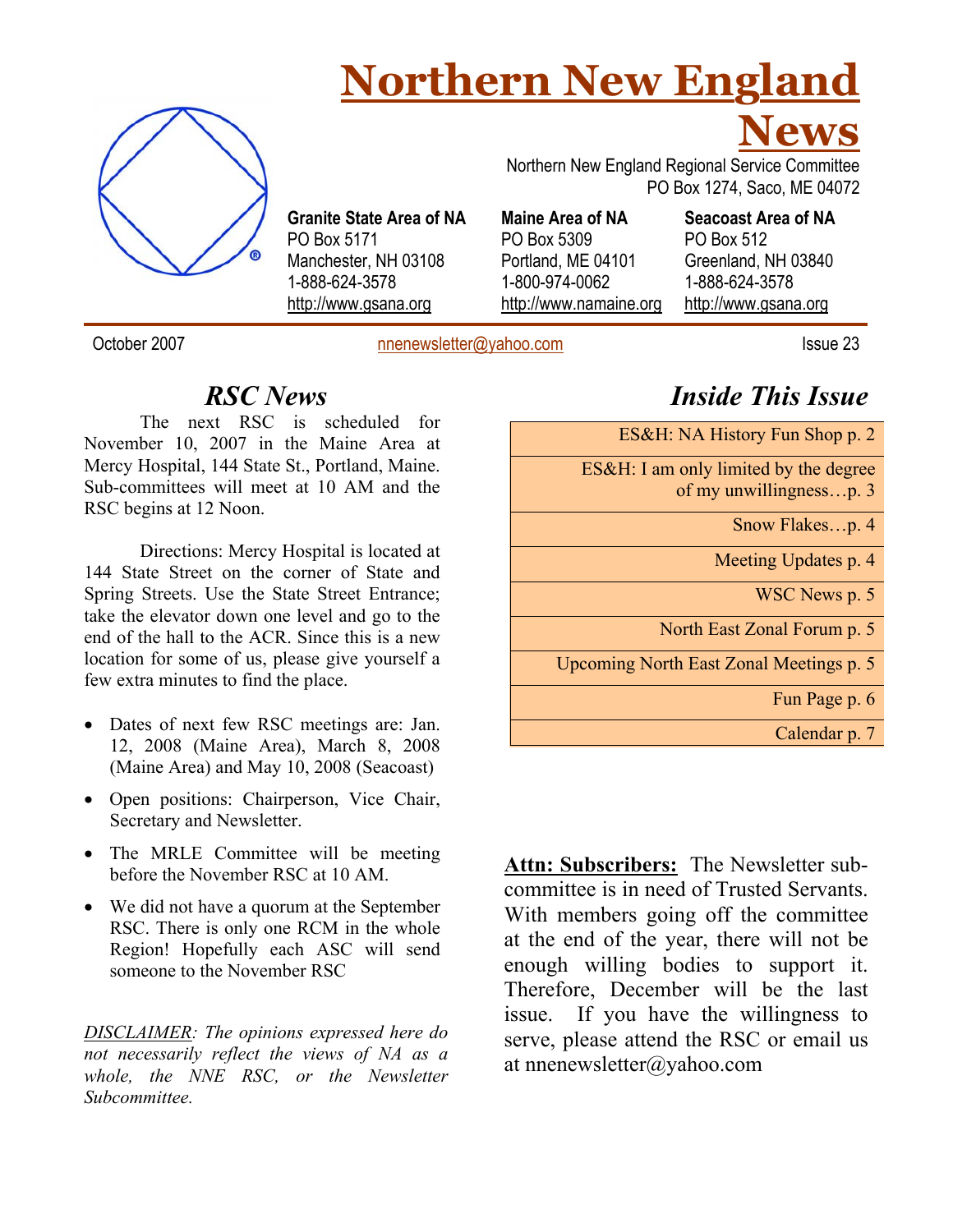# Northern New England News

Northern New England Regional Service Committee
PO Box 1274, Saco, ME 04072

**Granite State Area of NA**
PO Box 5171
Manchester, NH 03108
1-888-624-3578
http://www.gsana.org

**Maine Area of NA**
PO Box 5309
Portland, ME 04101
1-800-974-0062
http://www.namaine.org

**Seacoast Area of NA**
PO Box 512
Greenland, NH 03840
1-888-624-3578
http://www.gsana.org

October 2007 — nnenewsletter@yahoo.com — Issue 23

## *RSC News*

The next RSC is scheduled for November 10, 2007 in the Maine Area at Mercy Hospital, 144 State St., Portland, Maine. Sub-committees will meet at 10 AM and the RSC begins at 12 Noon.

Directions: Mercy Hospital is located at 144 State Street on the corner of State and Spring Streets. Use the State Street Entrance; take the elevator down one level and go to the end of the hall to the ACR. Since this is a new location for some of us, please give yourself a few extra minutes to find the place.

- Dates of next few RSC meetings are: Jan. 12, 2008 (Maine Area), March 8, 2008 (Maine Area) and May 10, 2008 (Seacoast)
- Open positions: Chairperson, Vice Chair, Secretary and Newsletter.
- The MRLE Committee will be meeting before the November RSC at 10 AM.
- We did not have a quorum at the September RSC. There is only one RCM in the whole Region! Hopefully each ASC will send someone to the November RSC

*DISCLAIMER: The opinions expressed here do not necessarily reflect the views of NA as a whole, the NNE RSC, or the Newsletter Subcommittee.*

## *Inside This Issue*

| |
|---|
| ES&H: NA History Fun Shop p. 2 |
| ES&H: I am only limited by the degree of my unwillingness…p. 3 |
| Snow Flakes…p. 4 |
| Meeting Updates p. 4 |
| WSC News p. 5 |
| North East Zonal Forum p. 5 |
| Upcoming North East Zonal Meetings p. 5 |
| Fun Page p. 6 |
| Calendar p. 7 |

**Attn: Subscribers:** The Newsletter sub-committee is in need of Trusted Servants. With members going off the committee at the end of the year, there will not be enough willing bodies to support it. Therefore, December will be the last issue. If you have the willingness to serve, please attend the RSC or email us at nnenewsletter@yahoo.com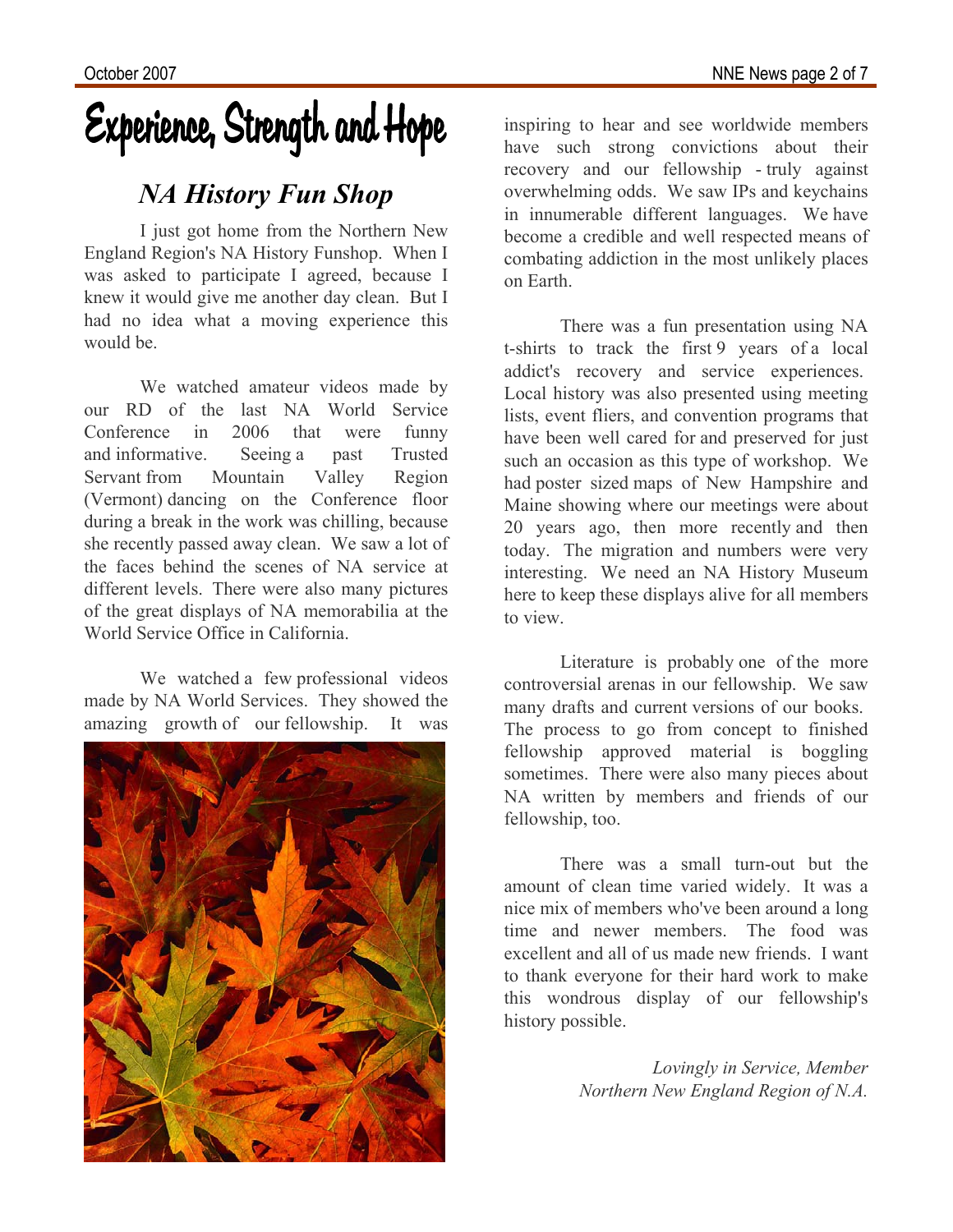# Experience, Strength and Hope

## *NA History Fun Shop*

I just got home from the Northern New England Region's NA History Funshop. When I was asked to participate I agreed, because I knew it would give me another day clean. But I had no idea what a moving experience this would be.

We watched amateur videos made by our RD of the last NA World Service Conference in 2006 that were funny and informative. Seeing a past Trusted Servant from Mountain Valley Region (Vermont) dancing on the Conference floor during a break in the work was chilling, because she recently passed away clean. We saw a lot of the faces behind the scenes of NA service at different levels. There were also many pictures of the great displays of NA memorabilia at the World Service Office in California.

We watched a few professional videos made by NA World Services. They showed the amazing growth of our fellowship. It was inspiring to hear and see worldwide members have such strong convictions about their recovery and our fellowship - truly against overwhelming odds. We saw IPs and keychains in innumerable different languages. We have become a credible and well respected means of combating addiction in the most unlikely places on Earth.

There was a fun presentation using NA t-shirts to track the first 9 years of a local addict's recovery and service experiences. Local history was also presented using meeting lists, event fliers, and convention programs that have been well cared for and preserved for just such an occasion as this type of workshop. We had poster sized maps of New Hampshire and Maine showing where our meetings were about 20 years ago, then more recently and then today. The migration and numbers were very interesting. We need an NA History Museum here to keep these displays alive for all members to view.

Literature is probably one of the more controversial arenas in our fellowship. We saw many drafts and current versions of our books. The process to go from concept to finished fellowship approved material is boggling sometimes. There were also many pieces about NA written by members and friends of our fellowship, too.

There was a small turn-out but the amount of clean time varied widely. It was a nice mix of members who've been around a long time and newer members. The food was excellent and all of us made new friends. I want to thank everyone for their hard work to make this wondrous display of our fellowship's history possible.

*Lovingly in Service, Member*
*Northern New England Region of N.A.*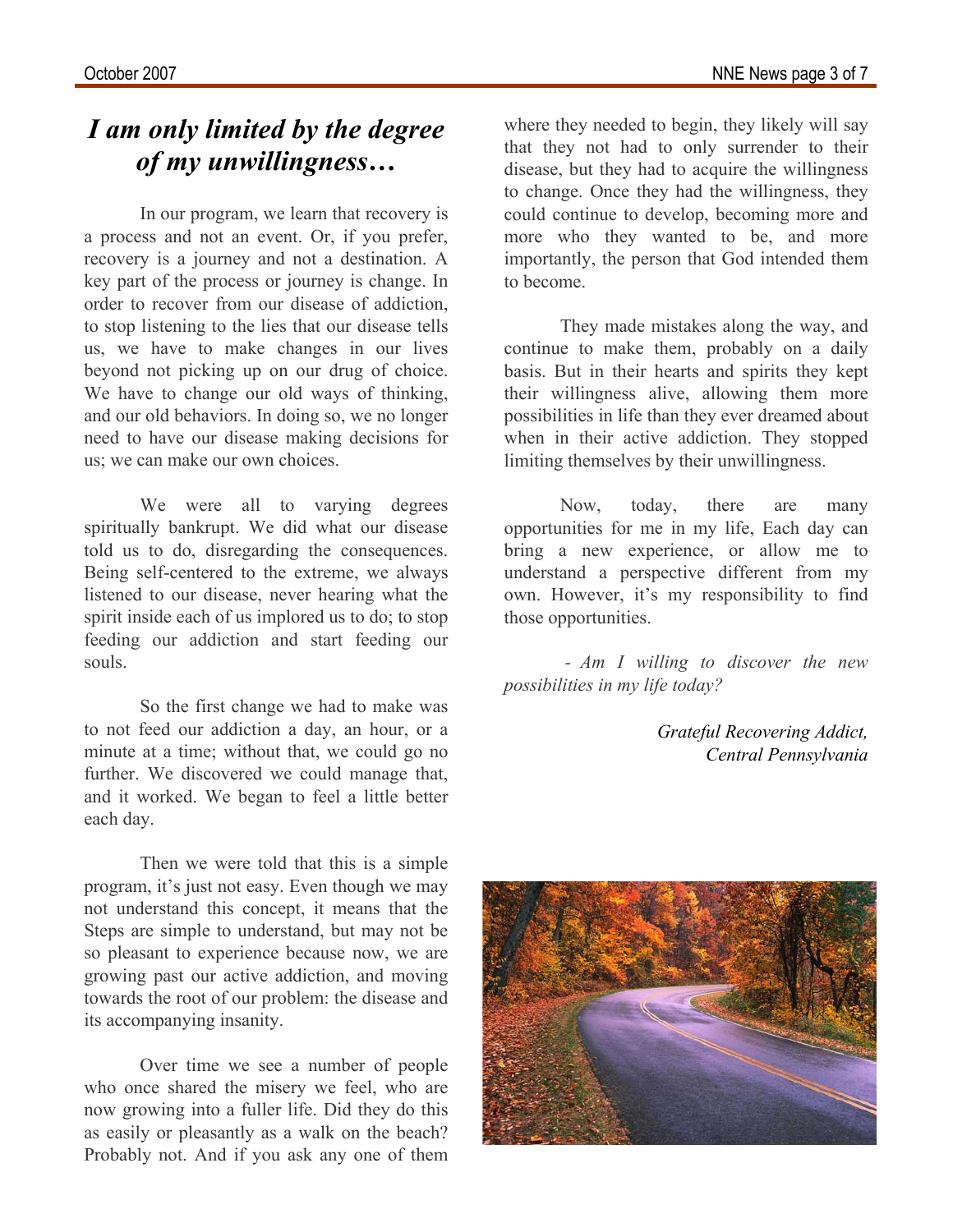# *I am only limited by the degree of my unwillingness…*

In our program, we learn that recovery is a process and not an event. Or, if you prefer, recovery is a journey and not a destination. A key part of the process or journey is change. In order to recover from our disease of addiction, to stop listening to the lies that our disease tells us, we have to make changes in our lives beyond not picking up on our drug of choice. We have to change our old ways of thinking, and our old behaviors. In doing so, we no longer need to have our disease making decisions for us; we can make our own choices.

We were all to varying degrees spiritually bankrupt. We did what our disease told us to do, disregarding the consequences. Being self-centered to the extreme, we always listened to our disease, never hearing what the spirit inside each of us implored us to do; to stop feeding our addiction and start feeding our souls.

So the first change we had to make was to not feed our addiction a day, an hour, or a minute at a time; without that, we could go no further. We discovered we could manage that, and it worked. We began to feel a little better each day.

Then we were told that this is a simple program, it's just not easy. Even though we may not understand this concept, it means that the Steps are simple to understand, but may not be so pleasant to experience because now, we are growing past our active addiction, and moving towards the root of our problem: the disease and its accompanying insanity.

Over time we see a number of people who once shared the misery we feel, who are now growing into a fuller life. Did they do this as easily or pleasantly as a walk on the beach? Probably not. And if you ask any one of them where they needed to begin, they likely will say that they not had to only surrender to their disease, but they had to acquire the willingness to change. Once they had the willingness, they could continue to develop, becoming more and more who they wanted to be, and more importantly, the person that God intended them to become.

They made mistakes along the way, and continue to make them, probably on a daily basis. But in their hearts and spirits they kept their willingness alive, allowing them more possibilities in life than they ever dreamed about when in their active addiction. They stopped limiting themselves by their unwillingness.

Now, today, there are many opportunities for me in my life, Each day can bring a new experience, or allow me to understand a perspective different from my own. However, it's my responsibility to find those opportunities.

*- Am I willing to discover the new possibilities in my life today?*

*Grateful Recovering Addict,*
*Central Pennsylvania*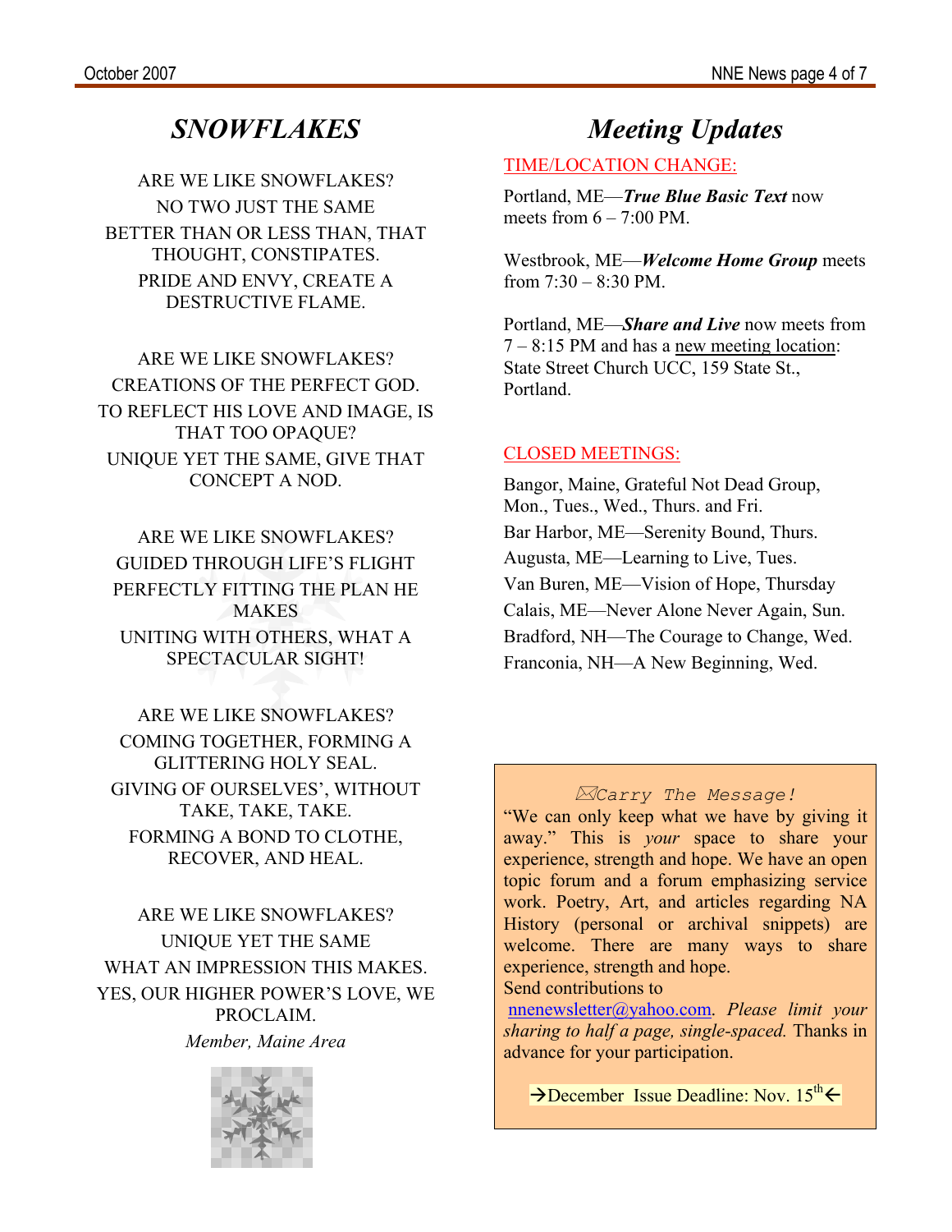# *SNOWFLAKES*

ARE WE LIKE SNOWFLAKES?
NO TWO JUST THE SAME
BETTER THAN OR LESS THAN, THAT THOUGHT, CONSTIPATES.
PRIDE AND ENVY, CREATE A DESTRUCTIVE FLAME.

ARE WE LIKE SNOWFLAKES?
CREATIONS OF THE PERFECT GOD.
TO REFLECT HIS LOVE AND IMAGE, IS THAT TOO OPAQUE?
UNIQUE YET THE SAME, GIVE THAT CONCEPT A NOD.

ARE WE LIKE SNOWFLAKES?
GUIDED THROUGH LIFE'S FLIGHT
PERFECTLY FITTING THE PLAN HE MAKES
UNITING WITH OTHERS, WHAT A SPECTACULAR SIGHT!

ARE WE LIKE SNOWFLAKES?
COMING TOGETHER, FORMING A GLITTERING HOLY SEAL.
GIVING OF OURSELVES', WITHOUT TAKE, TAKE, TAKE.
FORMING A BOND TO CLOTHE, RECOVER, AND HEAL.

ARE WE LIKE SNOWFLAKES?
UNIQUE YET THE SAME
WHAT AN IMPRESSION THIS MAKES.
YES, OUR HIGHER POWER'S LOVE, WE PROCLAIM.

*Member, Maine Area*

# *Meeting Updates*

TIME/LOCATION CHANGE:

Portland, ME—***True Blue Basic Text*** now meets from 6 – 7:00 PM.

Westbrook, ME—***Welcome Home Group*** meets from 7:30 – 8:30 PM.

Portland, ME—***Share and Live*** now meets from 7 – 8:15 PM and has a new meeting location: State Street Church UCC, 159 State St., Portland.

CLOSED MEETINGS:

Bangor, Maine, Grateful Not Dead Group, Mon., Tues., Wed., Thurs. and Fri.
Bar Harbor, ME—Serenity Bound, Thurs.
Augusta, ME—Learning to Live, Tues.
Van Buren, ME—Vision of Hope, Thursday
Calais, ME—Never Alone Never Again, Sun.
Bradford, NH—The Courage to Change, Wed.
Franconia, NH—A New Beginning, Wed.

*Carry The Message!*

"We can only keep what we have by giving it away." This is *your* space to share your experience, strength and hope. We have an open topic forum and a forum emphasizing service work. Poetry, Art, and articles regarding NA History (personal or archival snippets) are welcome. There are many ways to share experience, strength and hope.
Send contributions to nnenewsletter@yahoo.com. *Please limit your sharing to half a page, single-spaced.* Thanks in advance for your participation.

→December Issue Deadline: Nov. 15th←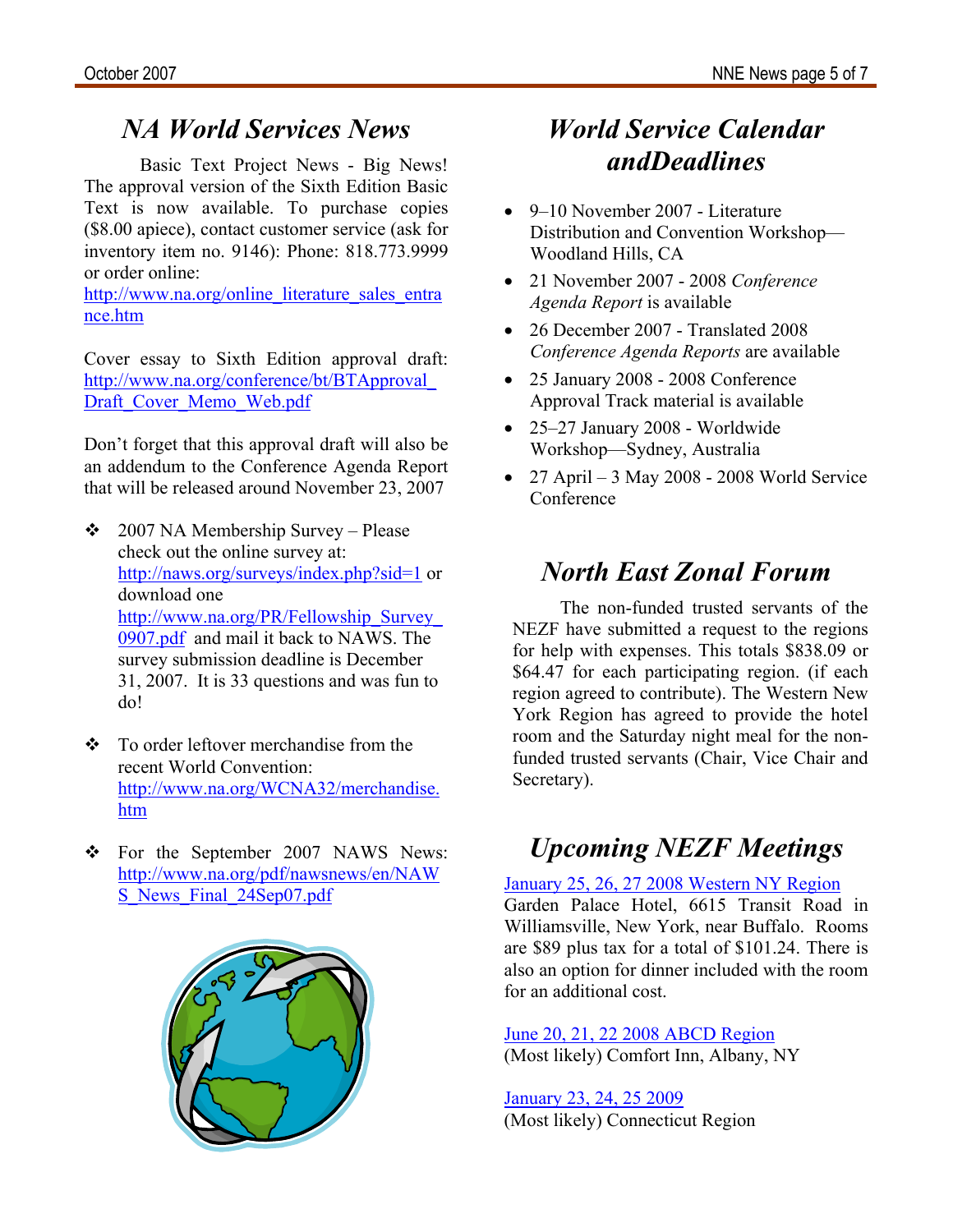# NA World Services News

Basic Text Project News - Big News! The approval version of the Sixth Edition Basic Text is now available. To purchase copies ($8.00 apiece), contact customer service (ask for inventory item no. 9146): Phone: 818.773.9999 or order online: http://www.na.org/online_literature_sales_entrance.htm

Cover essay to Sixth Edition approval draft: http://www.na.org/conference/bt/BTApproval_Draft_Cover_Memo_Web.pdf

Don't forget that this approval draft will also be an addendum to the Conference Agenda Report that will be released around November 23, 2007

- 2007 NA Membership Survey – Please check out the online survey at: http://naws.org/surveys/index.php?sid=1 or download one http://www.na.org/PR/Fellowship_Survey_0907.pdf and mail it back to NAWS. The survey submission deadline is December 31, 2007. It is 33 questions and was fun to do!
- To order leftover merchandise from the recent World Convention: http://www.na.org/WCNA32/merchandise.htm
- For the September 2007 NAWS News: http://www.na.org/pdf/nawsnews/en/NAWS_News_Final_24Sep07.pdf

# World Service Calendar andDeadlines

- 9–10 November 2007 - Literature Distribution and Convention Workshop—Woodland Hills, CA
- 21 November 2007 - 2008 *Conference Agenda Report* is available
- 26 December 2007 - Translated 2008 *Conference Agenda Reports* are available
- 25 January 2008 - 2008 Conference Approval Track material is available
- 25–27 January 2008 - Worldwide Workshop—Sydney, Australia
- 27 April – 3 May 2008 - 2008 World Service Conference

# North East Zonal Forum

The non-funded trusted servants of the NEZF have submitted a request to the regions for help with expenses. This totals $838.09 or $64.47 for each participating region. (if each region agreed to contribute). The Western New York Region has agreed to provide the hotel room and the Saturday night meal for the non-funded trusted servants (Chair, Vice Chair and Secretary).

# Upcoming NEZF Meetings

January 25, 26, 27 2008 Western NY Region
Garden Palace Hotel, 6615 Transit Road in Williamsville, New York, near Buffalo. Rooms are $89 plus tax for a total of $101.24. There is also an option for dinner included with the room for an additional cost.

June 20, 21, 22 2008 ABCD Region
(Most likely) Comfort Inn, Albany, NY

January 23, 24, 25 2009
(Most likely) Connecticut Region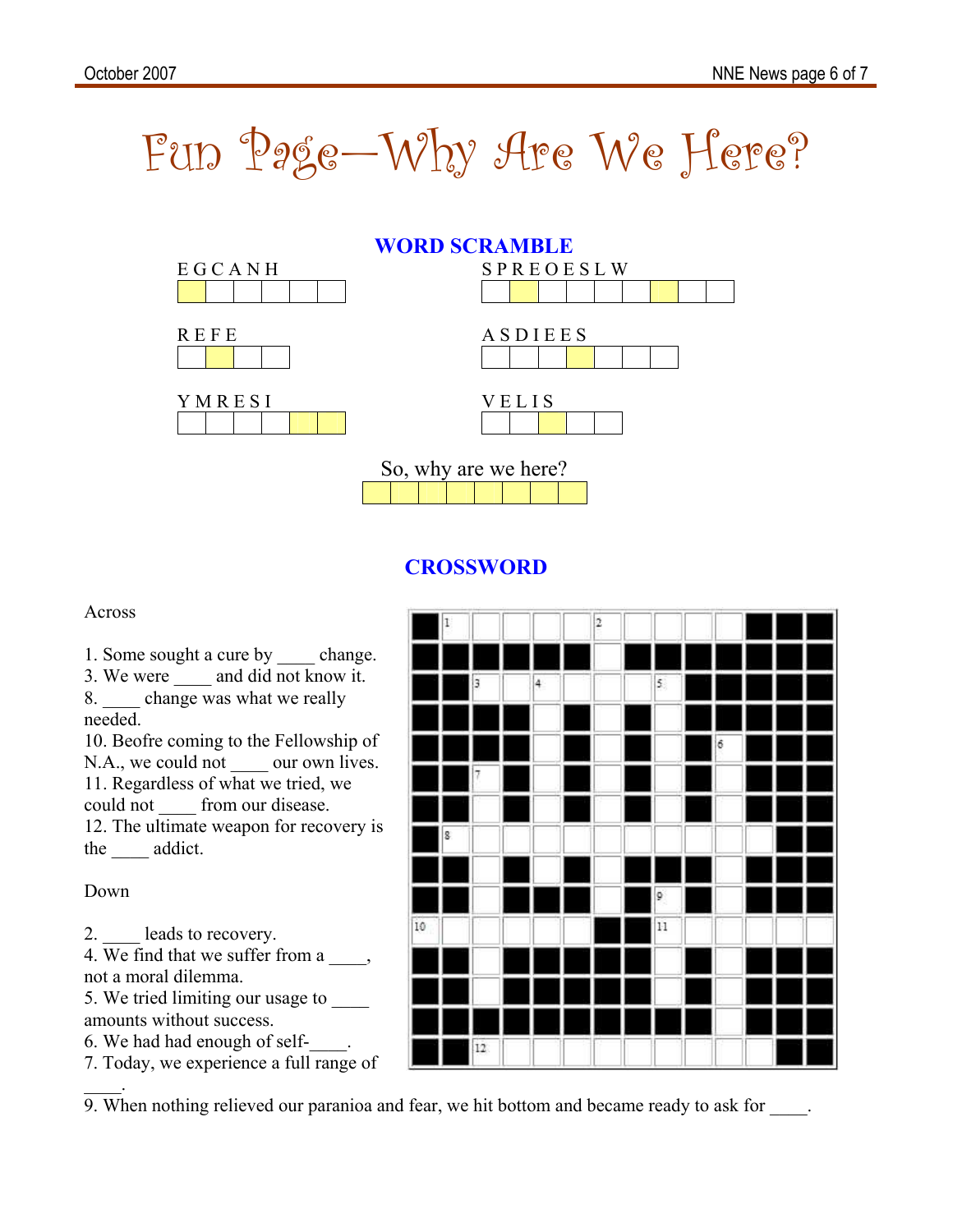# Fun Page—Why Are We Here?

## WORD SCRAMBLE

E G C A N H

R E F E

Y M R E S I

S P R E O E S L W

A S D I E E S

V E L I S

So, why are we here?

## CROSSWORD

Across

1. Some sought a cure by ____ change.
3. We were ____ and did not know it.
8. ____ change was what we really needed.
10. Beofre coming to the Fellowship of N.A., we could not ____ our own lives.
11. Regardless of what we tried, we could not ____ from our disease.
12. The ultimate weapon for recovery is the ____ addict.

Down

2. ____ leads to recovery.
4. We find that we suffer from a ____, not a moral dilemma.
5. We tried limiting our usage to ____ amounts without success.
6. We had had enough of self-____.
7. Today, we experience a full range of ____.
9. When nothing relieved our paranioa and fear, we hit bottom and became ready to ask for ____.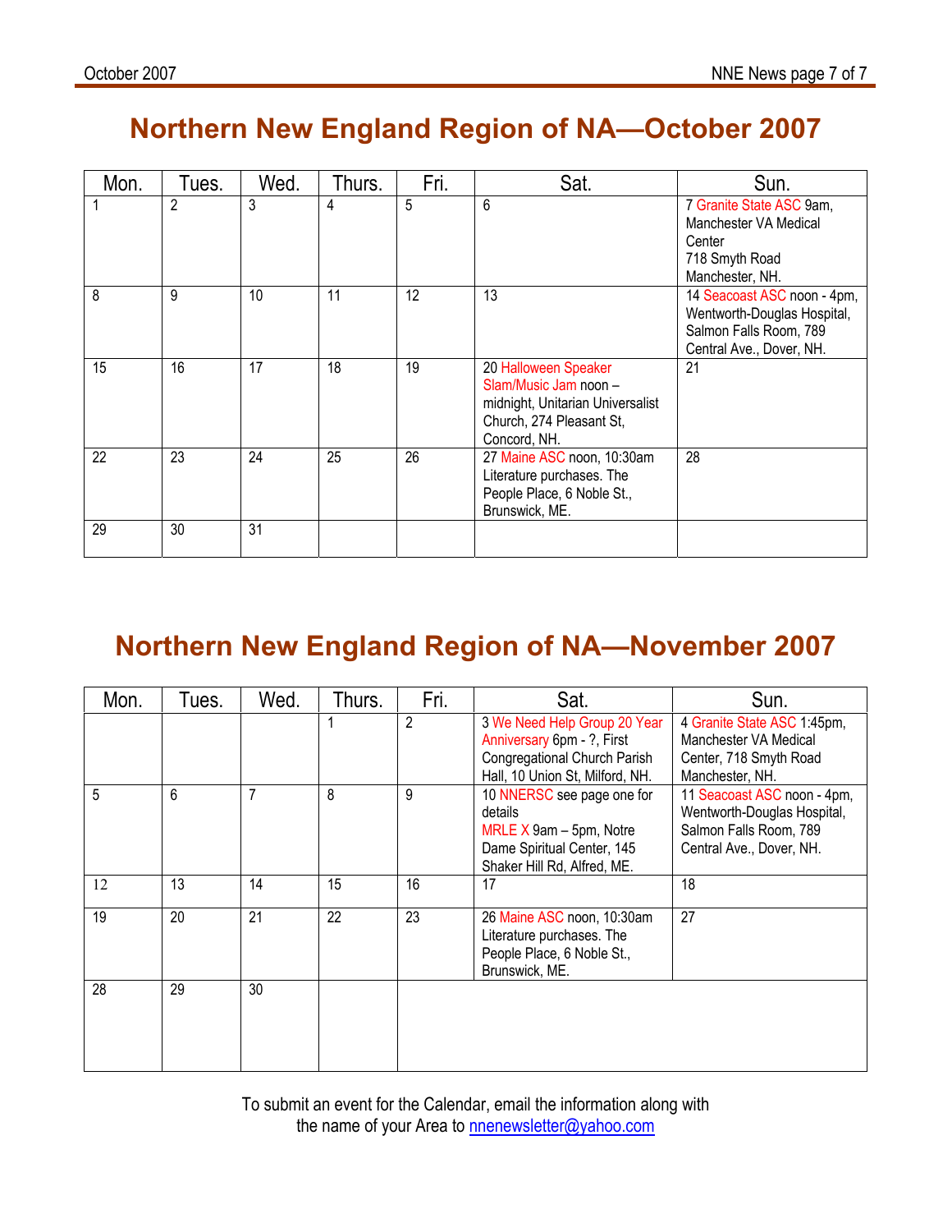# Northern New England Region of NA—October 2007

| Mon. | Tues. | Wed. | Thurs. | Fri. | Sat. | Sun. |
|---|---|---|---|---|---|---|
| 1 | 2 | 3 | 4 | 5 | 6 | 7 Granite State ASC 9am, Manchester VA Medical Center 718 Smyth Road Manchester, NH. |
| 8 | 9 | 10 | 11 | 12 | 13 | 14 Seacoast ASC noon - 4pm, Wentworth-Douglas Hospital, Salmon Falls Room, 789 Central Ave., Dover, NH. |
| 15 | 16 | 17 | 18 | 19 | 20 Halloween Speaker Slam/Music Jam noon – midnight, Unitarian Universalist Church, 274 Pleasant St, Concord, NH. | 21 |
| 22 | 23 | 24 | 25 | 26 | 27 Maine ASC noon, 10:30am Literature purchases. The People Place, 6 Noble St., Brunswick, ME. | 28 |
| 29 | 30 | 31 | | | | |

# Northern New England Region of NA—November 2007

| Mon. | Tues. | Wed. | Thurs. | Fri. | Sat. | Sun. |
|---|---|---|---|---|---|---|
| | | | 1 | 2 | 3 We Need Help Group 20 Year Anniversary 6pm - ?, First Congregational Church Parish Hall, 10 Union St, Milford, NH. | 4 Granite State ASC 1:45pm, Manchester VA Medical Center, 718 Smyth Road Manchester, NH. |
| 5 | 6 | 7 | 8 | 9 | 10 NNERSC see page one for details<br>MRLE X 9am – 5pm, Notre Dame Spiritual Center, 145 Shaker Hill Rd, Alfred, ME. | 11 Seacoast ASC noon - 4pm, Wentworth-Douglas Hospital, Salmon Falls Room, 789 Central Ave., Dover, NH. |
| 12 | 13 | 14 | 15 | 16 | 17 | 18 |
| 19 | 20 | 21 | 22 | 23 | 26 Maine ASC noon, 10:30am Literature purchases. The People Place, 6 Noble St., Brunswick, ME. | 27 |
| 28 | 29 | 30 | | | | |

To submit an event for the Calendar, email the information along with the name of your Area to nnenewsletter@yahoo.com